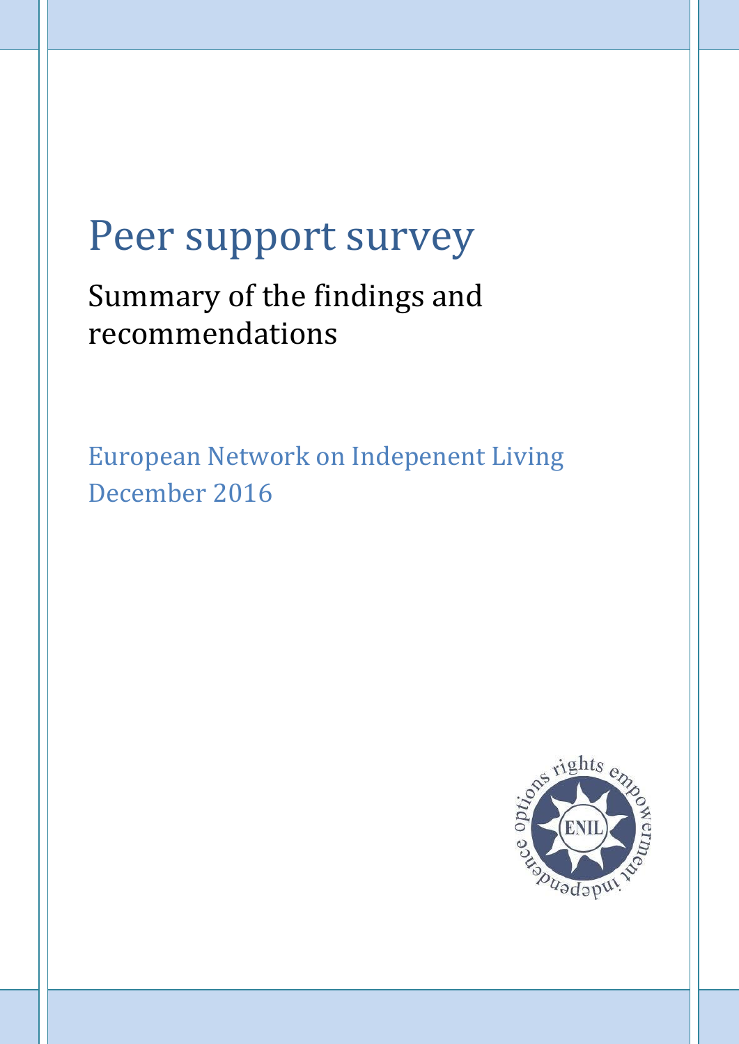# Peer support survey

## Summary of the findings and recommendations

European Network on Indepenent Living
December 2016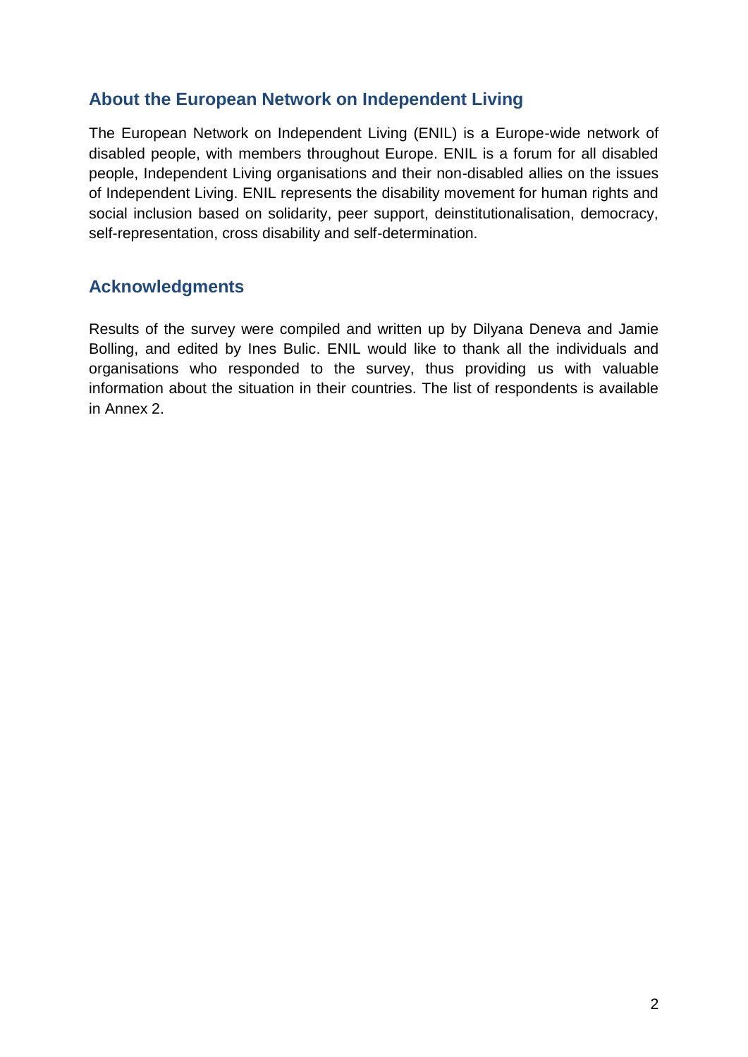## About the European Network on Independent Living

The European Network on Independent Living (ENIL) is a Europe-wide network of disabled people, with members throughout Europe. ENIL is a forum for all disabled people, Independent Living organisations and their non-disabled allies on the issues of Independent Living. ENIL represents the disability movement for human rights and social inclusion based on solidarity, peer support, deinstitutionalisation, democracy, self-representation, cross disability and self-determination.

## Acknowledgments

Results of the survey were compiled and written up by Dilyana Deneva and Jamie Bolling, and edited by Ines Bulic. ENIL would like to thank all the individuals and organisations who responded to the survey, thus providing us with valuable information about the situation in their countries. The list of respondents is available in Annex 2.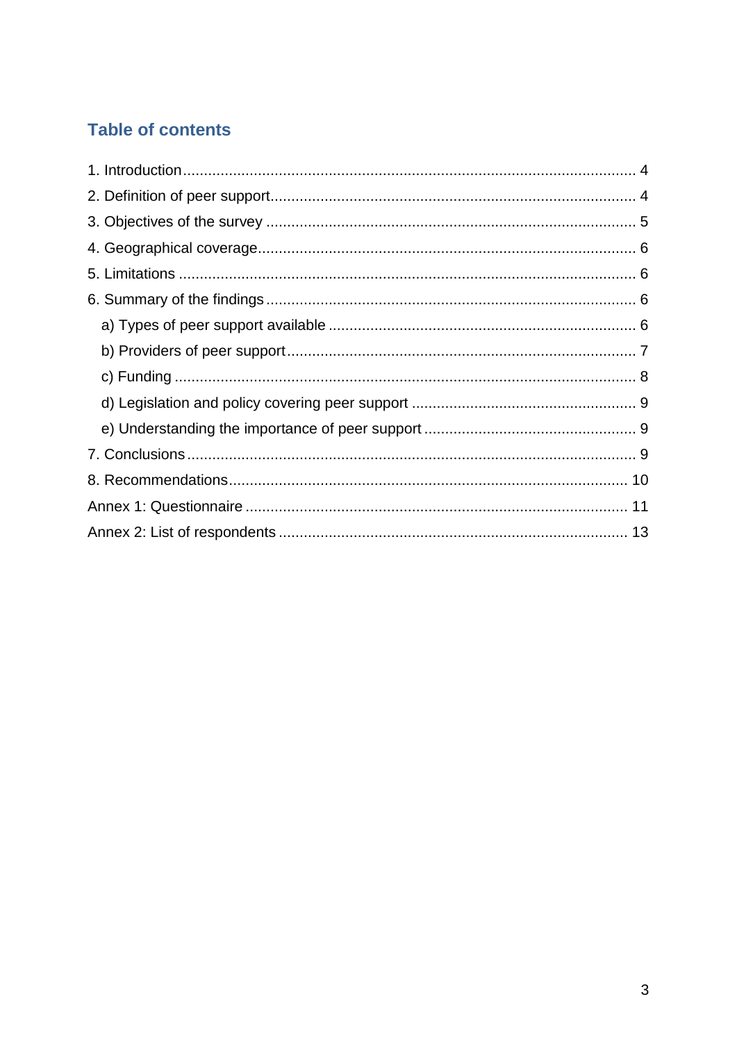## Table of contents

1. Introduction ........................................................................................................ 4
2. Definition of peer support.................................................................................... 4
3. Objectives of the survey ..................................................................................... 5
4. Geographical coverage........................................................................................ 6
5. Limitations .......................................................................................................... 6
6. Summary of the findings ..................................................................................... 6
   a) Types of peer support available ....................................................................... 6
   b) Providers of peer support................................................................................ 7
   c) Funding ........................................................................................................... 8
   d) Legislation and policy covering peer support ................................................... 9
   e) Understanding the importance of peer support ................................................ 9
7. Conclusions ........................................................................................................ 9
8. Recommendations.............................................................................................. 10

Annex 1: Questionnaire ......................................................................................... 11

Annex 2: List of respondents .................................................................................. 13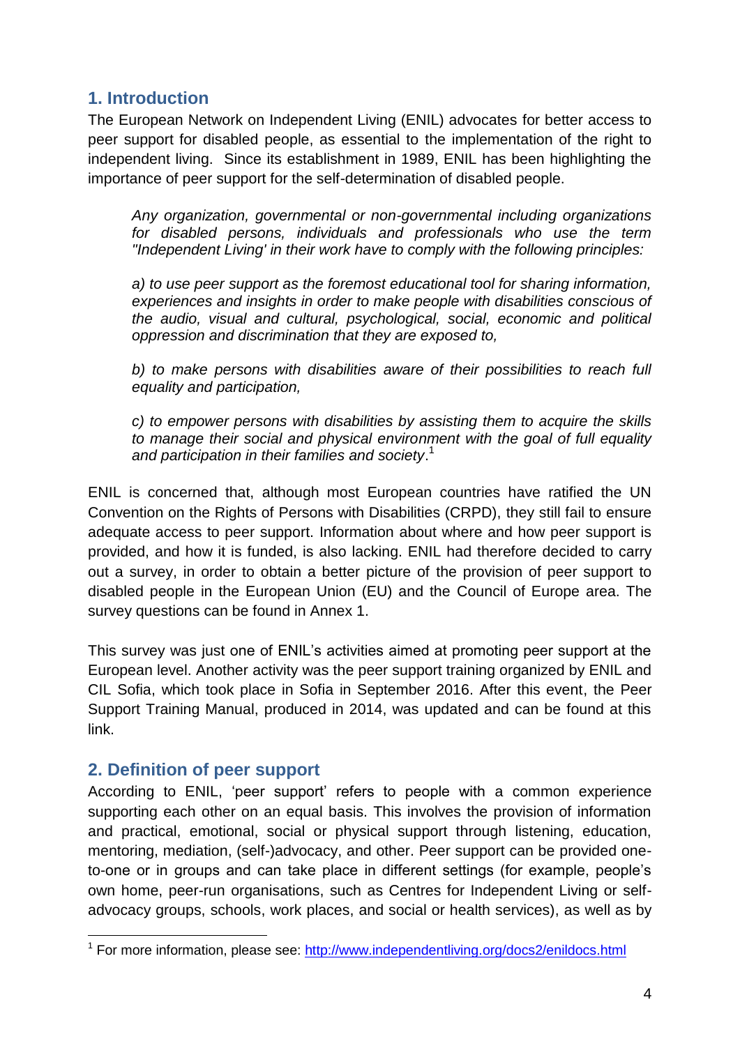## 1. Introduction

The European Network on Independent Living (ENIL) advocates for better access to peer support for disabled people, as essential to the implementation of the right to independent living. Since its establishment in 1989, ENIL has been highlighting the importance of peer support for the self-determination of disabled people.

> *Any organization, governmental or non-governmental including organizations for disabled persons, individuals and professionals who use the term "Independent Living' in their work have to comply with the following principles:*
>
> *a) to use peer support as the foremost educational tool for sharing information, experiences and insights in order to make people with disabilities conscious of the audio, visual and cultural, psychological, social, economic and political oppression and discrimination that they are exposed to,*
>
> *b) to make persons with disabilities aware of their possibilities to reach full equality and participation,*
>
> *c) to empower persons with disabilities by assisting them to acquire the skills to manage their social and physical environment with the goal of full equality and participation in their families and society*.[1]

ENIL is concerned that, although most European countries have ratified the UN Convention on the Rights of Persons with Disabilities (CRPD), they still fail to ensure adequate access to peer support. Information about where and how peer support is provided, and how it is funded, is also lacking. ENIL had therefore decided to carry out a survey, in order to obtain a better picture of the provision of peer support to disabled people in the European Union (EU) and the Council of Europe area. The survey questions can be found in Annex 1.

This survey was just one of ENIL's activities aimed at promoting peer support at the European level. Another activity was the peer support training organized by ENIL and CIL Sofia, which took place in Sofia in September 2016. After this event, the Peer Support Training Manual, produced in 2014, was updated and can be found at this link.

## 2. Definition of peer support

According to ENIL, 'peer support' refers to people with a common experience supporting each other on an equal basis. This involves the provision of information and practical, emotional, social or physical support through listening, education, mentoring, mediation, (self-)advocacy, and other. Peer support can be provided one-to-one or in groups and can take place in different settings (for example, people's own home, peer-run organisations, such as Centres for Independent Living or self-advocacy groups, schools, work places, and social or health services), as well as by

---

[1] For more information, please see: http://www.independentliving.org/docs2/enildocs.html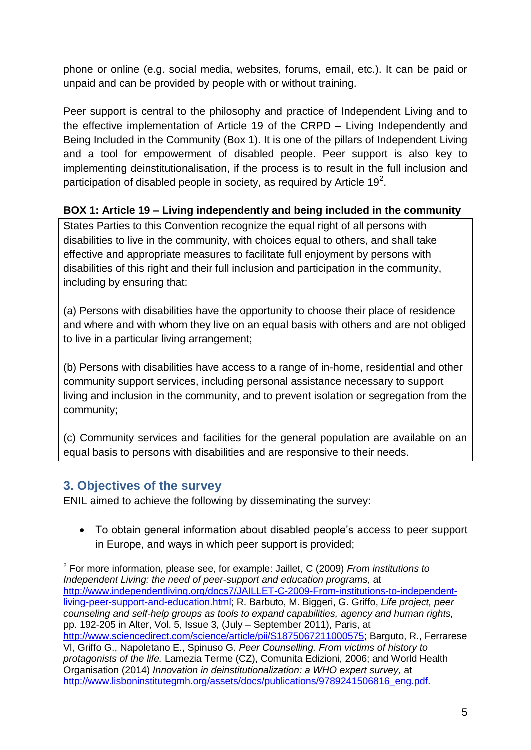phone or online (e.g. social media, websites, forums, email, etc.). It can be paid or unpaid and can be provided by people with or without training.

Peer support is central to the philosophy and practice of Independent Living and to the effective implementation of Article 19 of the CRPD – Living Independently and Being Included in the Community (Box 1). It is one of the pillars of Independent Living and a tool for empowerment of disabled people. Peer support is also key to implementing deinstitutionalisation, if the process is to result in the full inclusion and participation of disabled people in society, as required by Article 19[2].

**BOX 1: Article 19 – Living independently and being included in the community**

> States Parties to this Convention recognize the equal right of all persons with disabilities to live in the community, with choices equal to others, and shall take effective and appropriate measures to facilitate full enjoyment by persons with disabilities of this right and their full inclusion and participation in the community, including by ensuring that:
>
> (a) Persons with disabilities have the opportunity to choose their place of residence and where and with whom they live on an equal basis with others and are not obliged to live in a particular living arrangement;
>
> (b) Persons with disabilities have access to a range of in-home, residential and other community support services, including personal assistance necessary to support living and inclusion in the community, and to prevent isolation or segregation from the community;
>
> (c) Community services and facilities for the general population are available on an equal basis to persons with disabilities and are responsive to their needs.

## 3. Objectives of the survey

ENIL aimed to achieve the following by disseminating the survey:

- To obtain general information about disabled people's access to peer support in Europe, and ways in which peer support is provided;

---

[2] For more information, please see, for example: Jaillet, C (2009) *From institutions to Independent Living: the need of peer-support and education programs,* at http://www.independentliving.org/docs7/JAILLET-C-2009-From-institutions-to-independent-living-peer-support-and-education.html; R. Barbuto, M. Biggeri, G. Griffo, *Life project, peer counseling and self-help groups as tools to expand capabilities, agency and human rights,* pp. 192-205 in Alter, Vol. 5, Issue 3, (July – September 2011), Paris, at http://www.sciencedirect.com/science/article/pii/S1875067211000575; Barguto, R., Ferrarese Vl, Griffo G., Napoletano E., Spinuso G. *Peer Counselling. From victims of history to protagonists of the life.* Lamezia Terme (CZ), Comunita Edizioni, 2006; and World Health Organisation (2014) *Innovation in deinstitutionalization: a WHO expert survey,* at http://www.lisboninstitutegmh.org/assets/docs/publications/9789241506816_eng.pdf.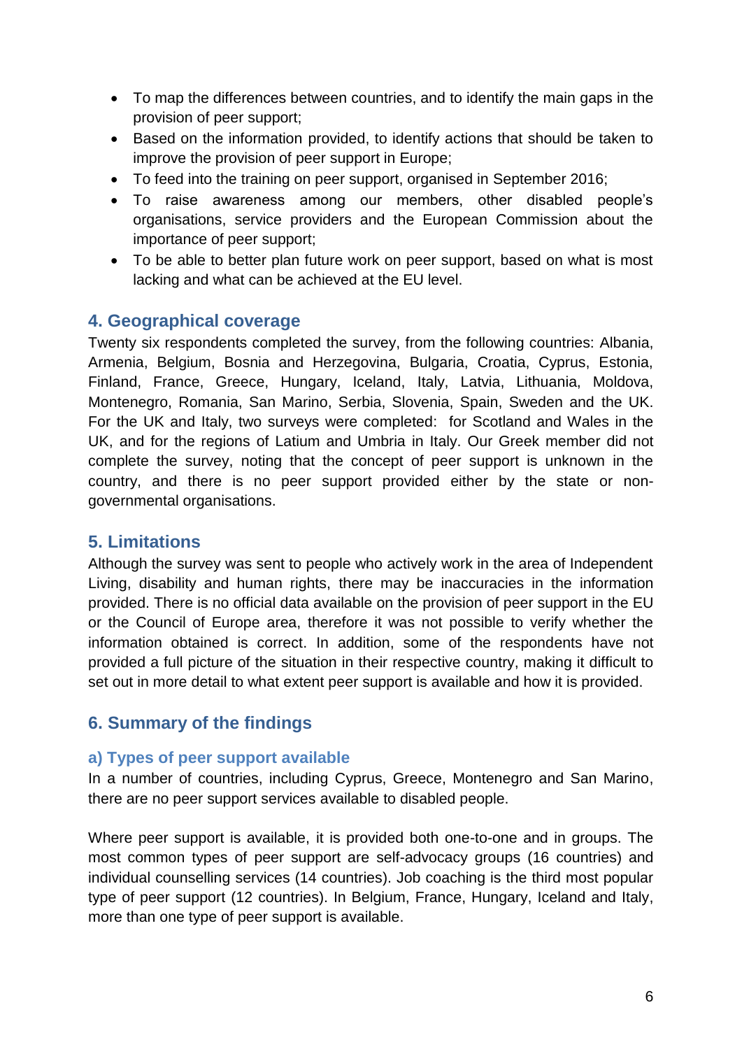- To map the differences between countries, and to identify the main gaps in the provision of peer support;
- Based on the information provided, to identify actions that should be taken to improve the provision of peer support in Europe;
- To feed into the training on peer support, organised in September 2016;
- To raise awareness among our members, other disabled people's organisations, service providers and the European Commission about the importance of peer support;
- To be able to better plan future work on peer support, based on what is most lacking and what can be achieved at the EU level.

## 4. Geographical coverage

Twenty six respondents completed the survey, from the following countries: Albania, Armenia, Belgium, Bosnia and Herzegovina, Bulgaria, Croatia, Cyprus, Estonia, Finland, France, Greece, Hungary, Iceland, Italy, Latvia, Lithuania, Moldova, Montenegro, Romania, San Marino, Serbia, Slovenia, Spain, Sweden and the UK. For the UK and Italy, two surveys were completed: for Scotland and Wales in the UK, and for the regions of Latium and Umbria in Italy. Our Greek member did not complete the survey, noting that the concept of peer support is unknown in the country, and there is no peer support provided either by the state or non-governmental organisations.

## 5. Limitations

Although the survey was sent to people who actively work in the area of Independent Living, disability and human rights, there may be inaccuracies in the information provided. There is no official data available on the provision of peer support in the EU or the Council of Europe area, therefore it was not possible to verify whether the information obtained is correct. In addition, some of the respondents have not provided a full picture of the situation in their respective country, making it difficult to set out in more detail to what extent peer support is available and how it is provided.

## 6. Summary of the findings

### a) Types of peer support available

In a number of countries, including Cyprus, Greece, Montenegro and San Marino, there are no peer support services available to disabled people.

Where peer support is available, it is provided both one-to-one and in groups. The most common types of peer support are self-advocacy groups (16 countries) and individual counselling services (14 countries). Job coaching is the third most popular type of peer support (12 countries). In Belgium, France, Hungary, Iceland and Italy, more than one type of peer support is available.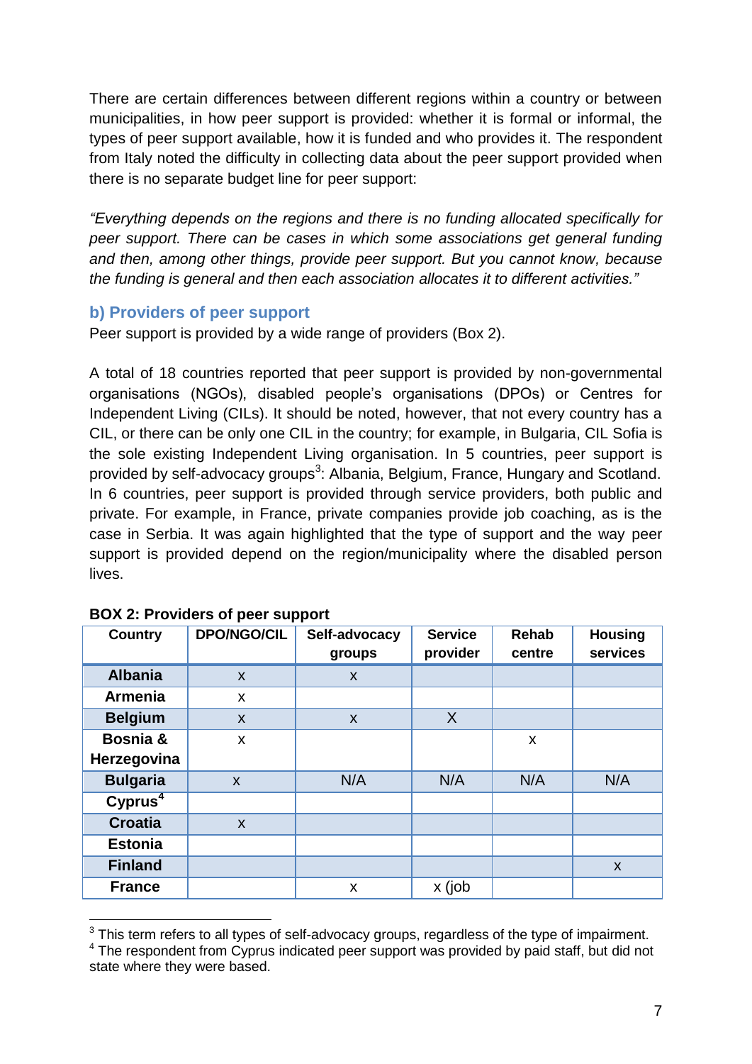There are certain differences between different regions within a country or between municipalities, in how peer support is provided: whether it is formal or informal, the types of peer support available, how it is funded and who provides it. The respondent from Italy noted the difficulty in collecting data about the peer support provided when there is no separate budget line for peer support:

*"Everything depends on the regions and there is no funding allocated specifically for peer support. There can be cases in which some associations get general funding and then, among other things, provide peer support. But you cannot know, because the funding is general and then each association allocates it to different activities."*

### b) Providers of peer support

Peer support is provided by a wide range of providers (Box 2).

A total of 18 countries reported that peer support is provided by non-governmental organisations (NGOs), disabled people's organisations (DPOs) or Centres for Independent Living (CILs). It should be noted, however, that not every country has a CIL, or there can be only one CIL in the country; for example, in Bulgaria, CIL Sofia is the sole existing Independent Living organisation. In 5 countries, peer support is provided by self-advocacy groups[3]: Albania, Belgium, France, Hungary and Scotland. In 6 countries, peer support is provided through service providers, both public and private. For example, in France, private companies provide job coaching, as is the case in Serbia. It was again highlighted that the type of support and the way peer support is provided depend on the region/municipality where the disabled person lives.

**BOX 2: Providers of peer support**

| Country | DPO/NGO/CIL | Self-advocacy groups | Service provider | Rehab centre | Housing services |
|---|---|---|---|---|---|
| **Albania** | x | x | | | |
| **Armenia** | x | | | | |
| **Belgium** | x | x | X | | |
| **Bosnia & Herzegovina** | x | | | x | |
| **Bulgaria** | x | N/A | N/A | N/A | N/A |
| **Cyprus[4]** | | | | | |
| **Croatia** | x | | | | |
| **Estonia** | | | | | |
| **Finland** | | | | | x |
| **France** | | x | x (job | | |

[3] This term refers to all types of self-advocacy groups, regardless of the type of impairment.

[4] The respondent from Cyprus indicated peer support was provided by paid staff, but did not state where they were based.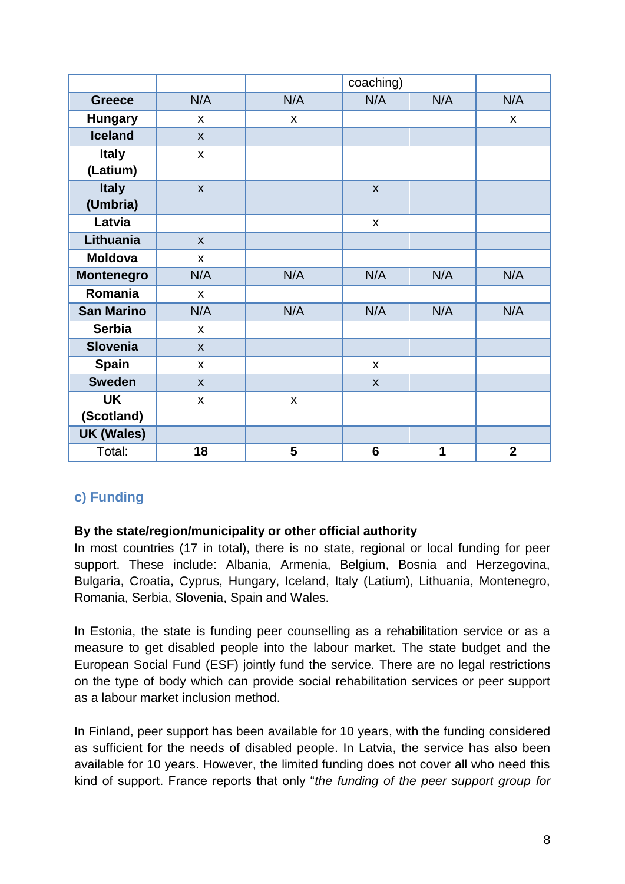| | | | coaching) | | |
|---|---|---|---|---|---|
| **Greece** | N/A | N/A | N/A | N/A | N/A |
| **Hungary** | x | x | | | x |
| **Iceland** | x | | | | |
| **Italy (Latium)** | x | | | | |
| **Italy (Umbria)** | x | | x | | |
| **Latvia** | | | x | | |
| **Lithuania** | x | | | | |
| **Moldova** | x | | | | |
| **Montenegro** | N/A | N/A | N/A | N/A | N/A |
| **Romania** | x | | | | |
| **San Marino** | N/A | N/A | N/A | N/A | N/A |
| **Serbia** | x | | | | |
| **Slovenia** | x | | | | |
| **Spain** | x | | x | | |
| **Sweden** | x | | x | | |
| **UK (Scotland)** | x | x | | | |
| **UK (Wales)** | | | | | |
| Total: | **18** | **5** | **6** | **1** | **2** |

### c) Funding

**By the state/region/municipality or other official authority**

In most countries (17 in total), there is no state, regional or local funding for peer support. These include: Albania, Armenia, Belgium, Bosnia and Herzegovina, Bulgaria, Croatia, Cyprus, Hungary, Iceland, Italy (Latium), Lithuania, Montenegro, Romania, Serbia, Slovenia, Spain and Wales.

In Estonia, the state is funding peer counselling as a rehabilitation service or as a measure to get disabled people into the labour market. The state budget and the European Social Fund (ESF) jointly fund the service. There are no legal restrictions on the type of body which can provide social rehabilitation services or peer support as a labour market inclusion method.

In Finland, peer support has been available for 10 years, with the funding considered as sufficient for the needs of disabled people. In Latvia, the service has also been available for 10 years. However, the limited funding does not cover all who need this kind of support. France reports that only "*the funding of the peer support group for*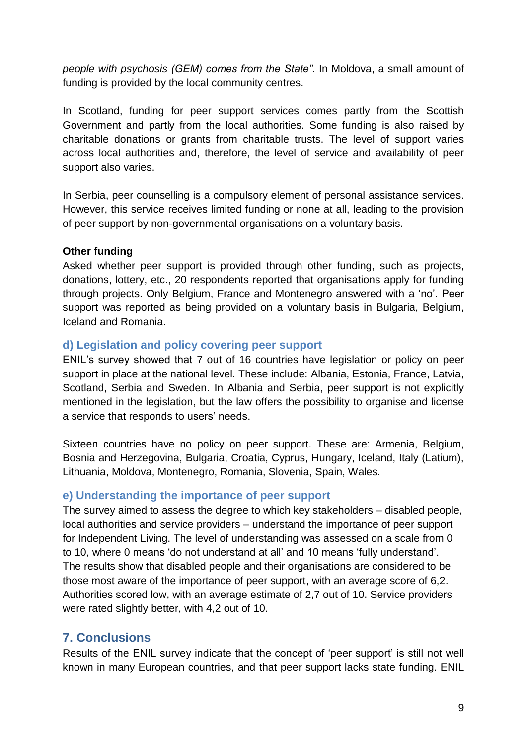*people with psychosis (GEM) comes from the State".* In Moldova, a small amount of funding is provided by the local community centres.

In Scotland, funding for peer support services comes partly from the Scottish Government and partly from the local authorities. Some funding is also raised by charitable donations or grants from charitable trusts. The level of support varies across local authorities and, therefore, the level of service and availability of peer support also varies.

In Serbia, peer counselling is a compulsory element of personal assistance services. However, this service receives limited funding or none at all, leading to the provision of peer support by non-governmental organisations on a voluntary basis.

**Other funding**

Asked whether peer support is provided through other funding, such as projects, donations, lottery, etc., 20 respondents reported that organisations apply for funding through projects. Only Belgium, France and Montenegro answered with a 'no'. Peer support was reported as being provided on a voluntary basis in Bulgaria, Belgium, Iceland and Romania.

### d) Legislation and policy covering peer support

ENIL's survey showed that 7 out of 16 countries have legislation or policy on peer support in place at the national level. These include: Albania, Estonia, France, Latvia, Scotland, Serbia and Sweden. In Albania and Serbia, peer support is not explicitly mentioned in the legislation, but the law offers the possibility to organise and license a service that responds to users' needs.

Sixteen countries have no policy on peer support. These are: Armenia, Belgium, Bosnia and Herzegovina, Bulgaria, Croatia, Cyprus, Hungary, Iceland, Italy (Latium), Lithuania, Moldova, Montenegro, Romania, Slovenia, Spain, Wales.

### e) Understanding the importance of peer support

The survey aimed to assess the degree to which key stakeholders – disabled people, local authorities and service providers – understand the importance of peer support for Independent Living. The level of understanding was assessed on a scale from 0 to 10, where 0 means 'do not understand at all' and 10 means 'fully understand'. The results show that disabled people and their organisations are considered to be those most aware of the importance of peer support, with an average score of 6,2. Authorities scored low, with an average estimate of 2,7 out of 10. Service providers were rated slightly better, with 4,2 out of 10.

## 7. Conclusions

Results of the ENIL survey indicate that the concept of 'peer support' is still not well known in many European countries, and that peer support lacks state funding. ENIL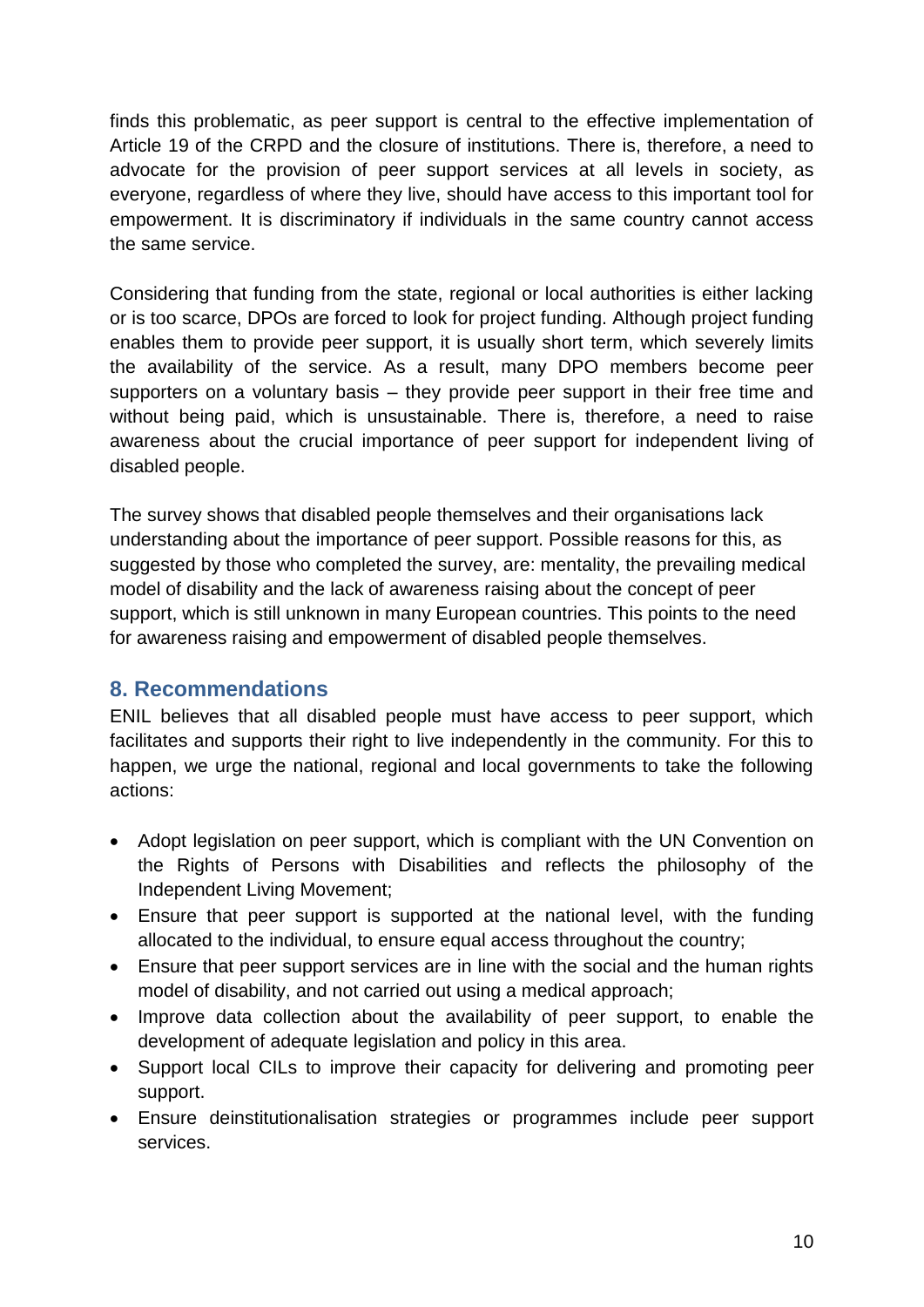finds this problematic, as peer support is central to the effective implementation of Article 19 of the CRPD and the closure of institutions. There is, therefore, a need to advocate for the provision of peer support services at all levels in society, as everyone, regardless of where they live, should have access to this important tool for empowerment. It is discriminatory if individuals in the same country cannot access the same service.

Considering that funding from the state, regional or local authorities is either lacking or is too scarce, DPOs are forced to look for project funding. Although project funding enables them to provide peer support, it is usually short term, which severely limits the availability of the service. As a result, many DPO members become peer supporters on a voluntary basis – they provide peer support in their free time and without being paid, which is unsustainable. There is, therefore, a need to raise awareness about the crucial importance of peer support for independent living of disabled people.

The survey shows that disabled people themselves and their organisations lack understanding about the importance of peer support. Possible reasons for this, as suggested by those who completed the survey, are: mentality, the prevailing medical model of disability and the lack of awareness raising about the concept of peer support, which is still unknown in many European countries. This points to the need for awareness raising and empowerment of disabled people themselves.

## 8. Recommendations

ENIL believes that all disabled people must have access to peer support, which facilitates and supports their right to live independently in the community. For this to happen, we urge the national, regional and local governments to take the following actions:

- Adopt legislation on peer support, which is compliant with the UN Convention on the Rights of Persons with Disabilities and reflects the philosophy of the Independent Living Movement;
- Ensure that peer support is supported at the national level, with the funding allocated to the individual, to ensure equal access throughout the country;
- Ensure that peer support services are in line with the social and the human rights model of disability, and not carried out using a medical approach;
- Improve data collection about the availability of peer support, to enable the development of adequate legislation and policy in this area.
- Support local CILs to improve their capacity for delivering and promoting peer support.
- Ensure deinstitutionalisation strategies or programmes include peer support services.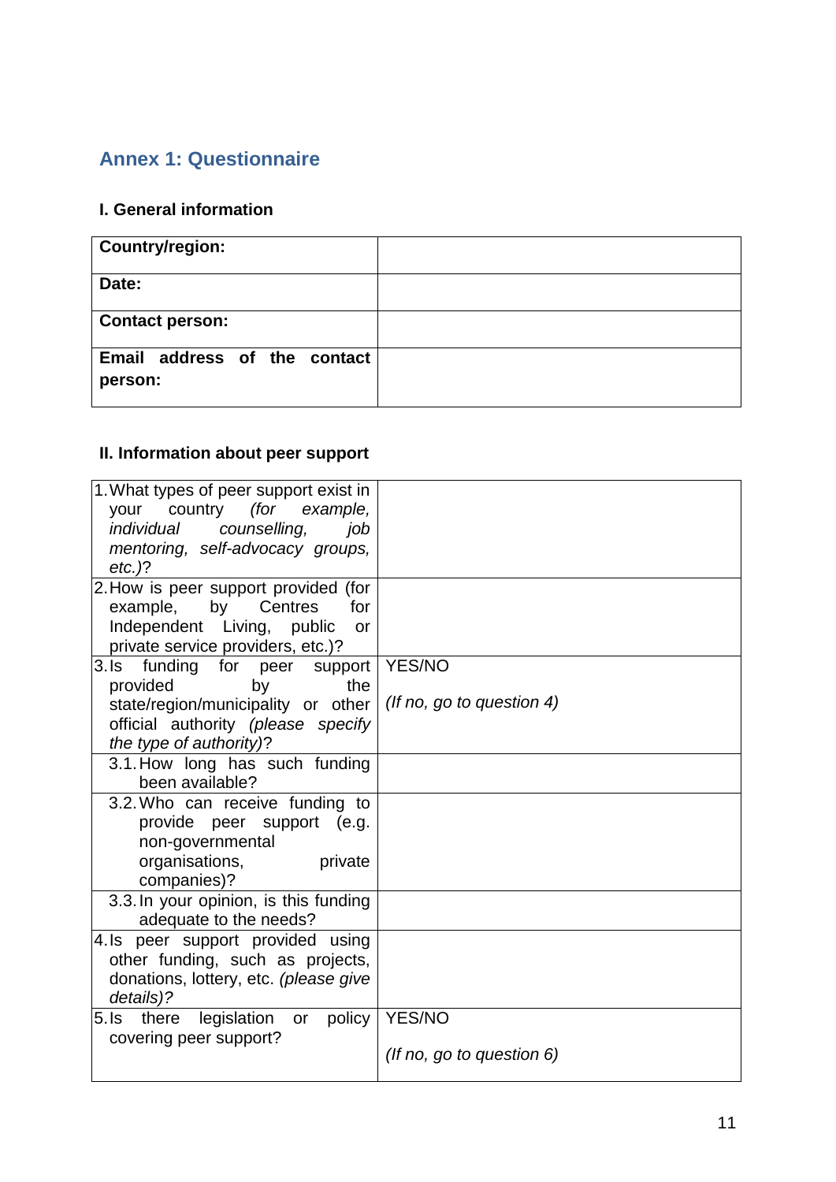## Annex 1: Questionnaire

### I. General information

| **Country/region:** | |
|---|---|
| **Date:** | |
| **Contact person:** | |
| **Email address of the contact person:** | |

### II. Information about peer support

| | |
|---|---|
| 1. What types of peer support exist in your country *(for example, individual counselling, job mentoring, self-advocacy groups, etc.)*? | |
| 2. How is peer support provided (for example, by Centres for Independent Living, public or private service providers, etc.)? | |
| 3. Is funding for peer support provided by the state/region/municipality or other official authority *(please specify the type of authority)*? | YES/NO<br><br>*(If no, go to question 4)* |
| 3.1. How long has such funding been available? | |
| 3.2. Who can receive funding to provide peer support (e.g. non-governmental organisations, private companies)? | |
| 3.3. In your opinion, is this funding adequate to the needs? | |
| 4. Is peer support provided using other funding, such as projects, donations, lottery, etc. *(please give details)?* | |
| 5. Is there legislation or policy covering peer support? | YES/NO<br><br>*(If no, go to question 6)* |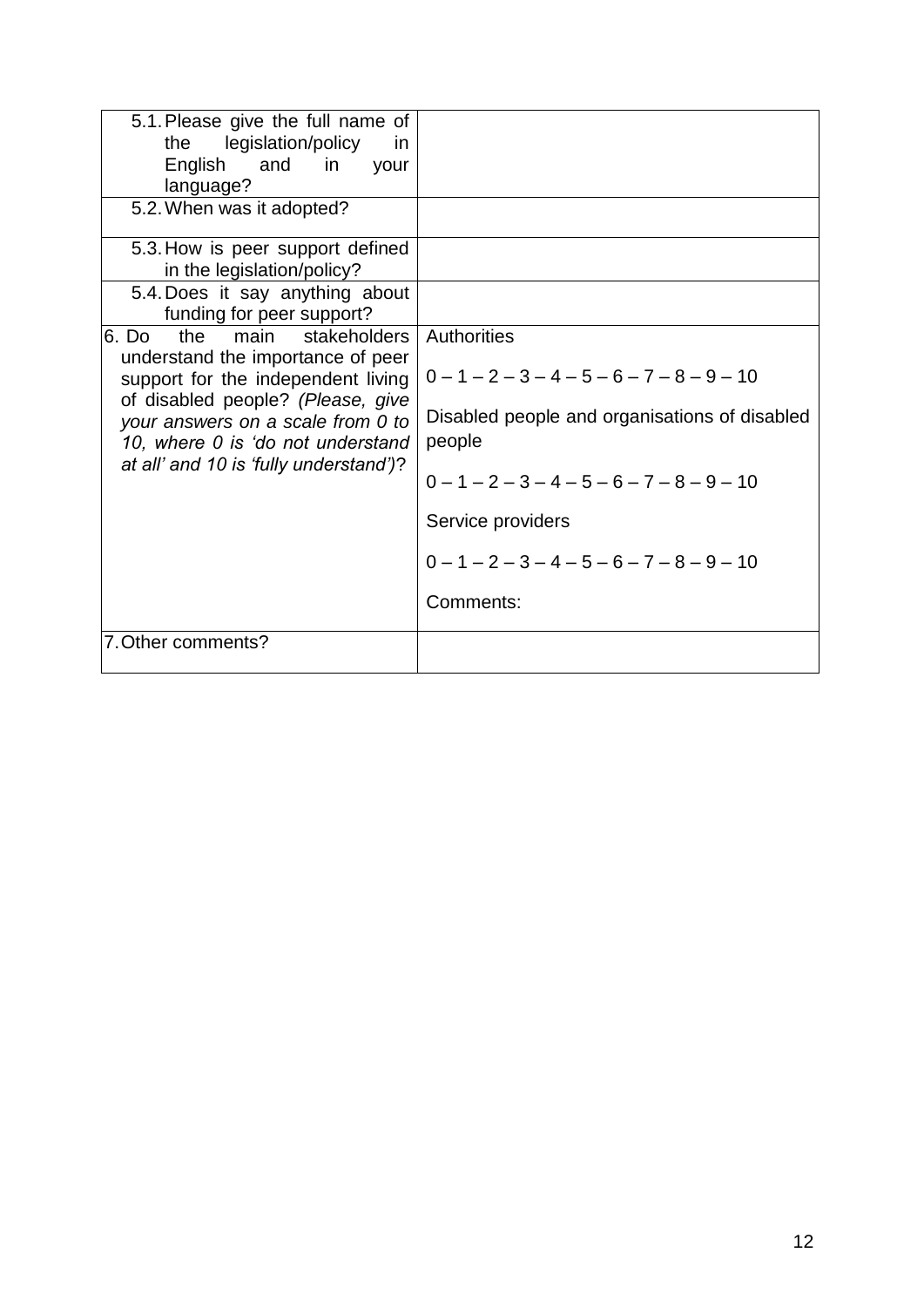| | |
|---|---|
| 5.1. Please give the full name of the legislation/policy in English and in your language? | |
| 5.2. When was it adopted? | |
| 5.3. How is peer support defined in the legislation/policy? | |
| 5.4. Does it say anything about funding for peer support? | |
| 6. Do the main stakeholders understand the importance of peer support for the independent living of disabled people? *(Please, give your answers on a scale from 0 to 10, where 0 is 'do not understand at all' and 10 is 'fully understand')*? | Authorities<br><br>0 – 1 – 2 – 3 – 4 – 5 – 6 – 7 – 8 – 9 – 10<br><br>Disabled people and organisations of disabled people<br><br>0 – 1 – 2 – 3 – 4 – 5 – 6 – 7 – 8 – 9 – 10<br><br>Service providers<br><br>0 – 1 – 2 – 3 – 4 – 5 – 6 – 7 – 8 – 9 – 10<br><br>Comments: |
| 7. Other comments? | |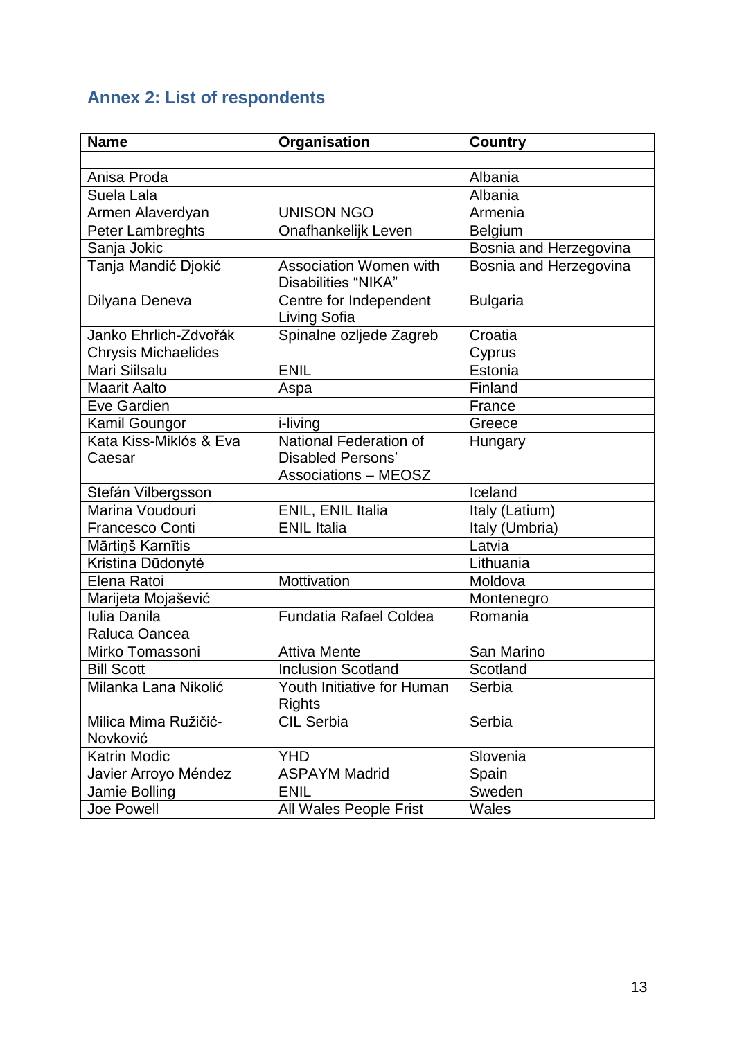## Annex 2: List of respondents

| Name | Organisation | Country |
|---|---|---|
| | | |
| Anisa Proda | | Albania |
| Suela Lala | | Albania |
| Armen Alaverdyan | UNISON NGO | Armenia |
| Peter Lambreghts | Onafhankelijk Leven | Belgium |
| Sanja Jokic | | Bosnia and Herzegovina |
| Tanja Mandić Djokić | Association Women with Disabilities “NIKA” | Bosnia and Herzegovina |
| Dilyana Deneva | Centre for Independent Living Sofia | Bulgaria |
| Janko Ehrlich-Zdvořák | Spinalne ozljede Zagreb | Croatia |
| Chrysis Michaelides | | Cyprus |
| Mari Siilsalu | ENIL | Estonia |
| Maarit Aalto | Aspa | Finland |
| Eve Gardien | | France |
| Kamil Goungor | i-living | Greece |
| Kata Kiss-Miklós & Eva Caesar | National Federation of Disabled Persons’ Associations – MEOSZ | Hungary |
| Stefán Vilbergsson | | Iceland |
| Marina Voudouri | ENIL, ENIL Italia | Italy (Latium) |
| Francesco Conti | ENIL Italia | Italy (Umbria) |
| Mārtiņš Karnītis | | Latvia |
| Kristina Dūdonytė | | Lithuania |
| Elena Ratoi | Mottivation | Moldova |
| Marijeta Mojašević | | Montenegro |
| Iulia Danila | Fundatia Rafael Coldea | Romania |
| Raluca Oancea | | |
| Mirko Tomassoni | Attiva Mente | San Marino |
| Bill Scott | Inclusion Scotland | Scotland |
| Milanka Lana Nikolić | Youth Initiative for Human Rights | Serbia |
| Milica Mima Ružičić-Novković | CIL Serbia | Serbia |
| Katrin Modic | YHD | Slovenia |
| Javier Arroyo Méndez | ASPAYM Madrid | Spain |
| Jamie Bolling | ENIL | Sweden |
| Joe Powell | All Wales People Frist | Wales |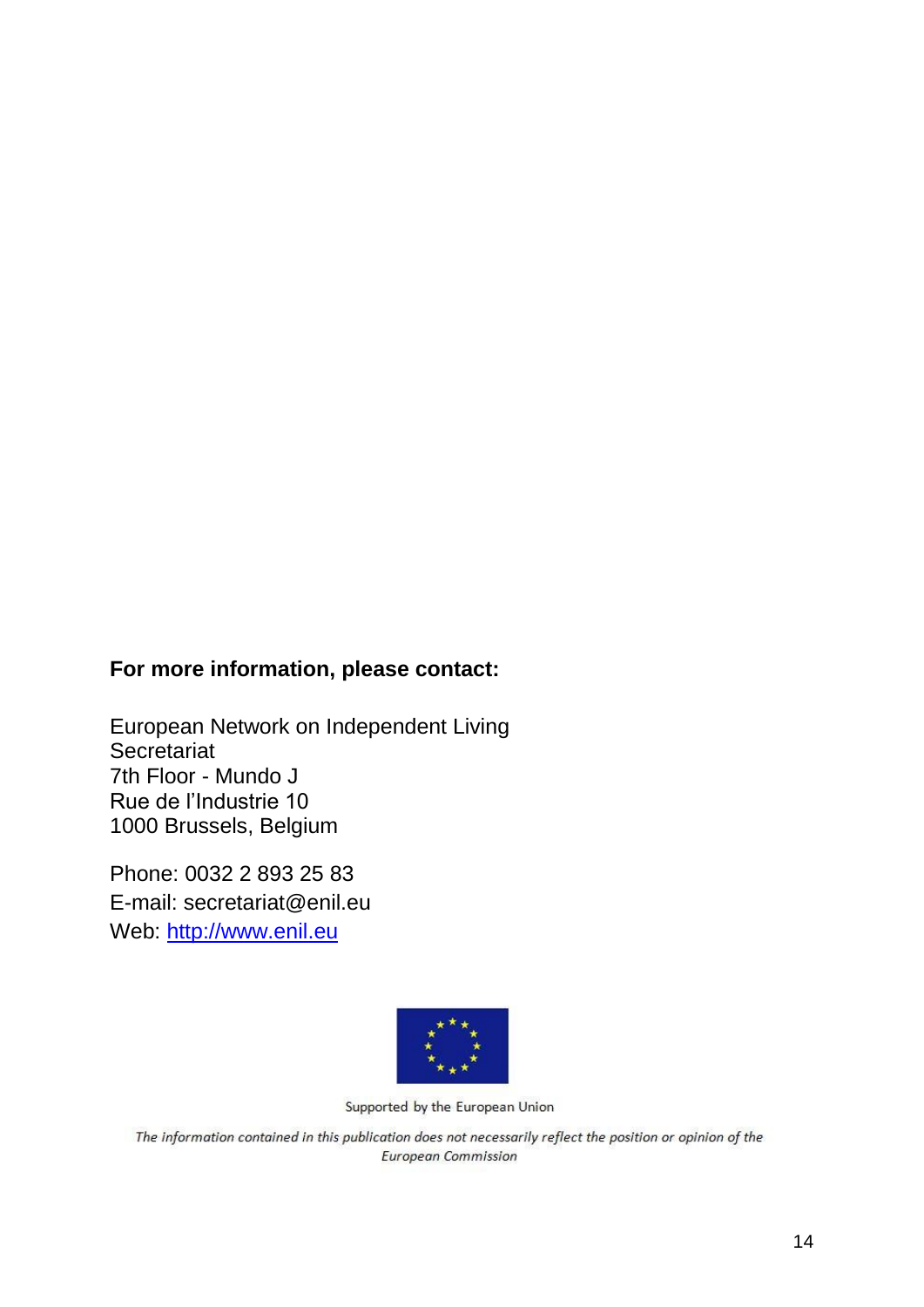**For more information, please contact:**

European Network on Independent Living
Secretariat
7th Floor - Mundo J
Rue de l'Industrie 10
1000 Brussels, Belgium

Phone: 0032 2 893 25 83
E-mail: secretariat@enil.eu
Web: [http://www.enil.eu](http://www.enil.eu)

Supported by the European Union

*The information contained in this publication does not necessarily reflect the position or opinion of the European Commission*